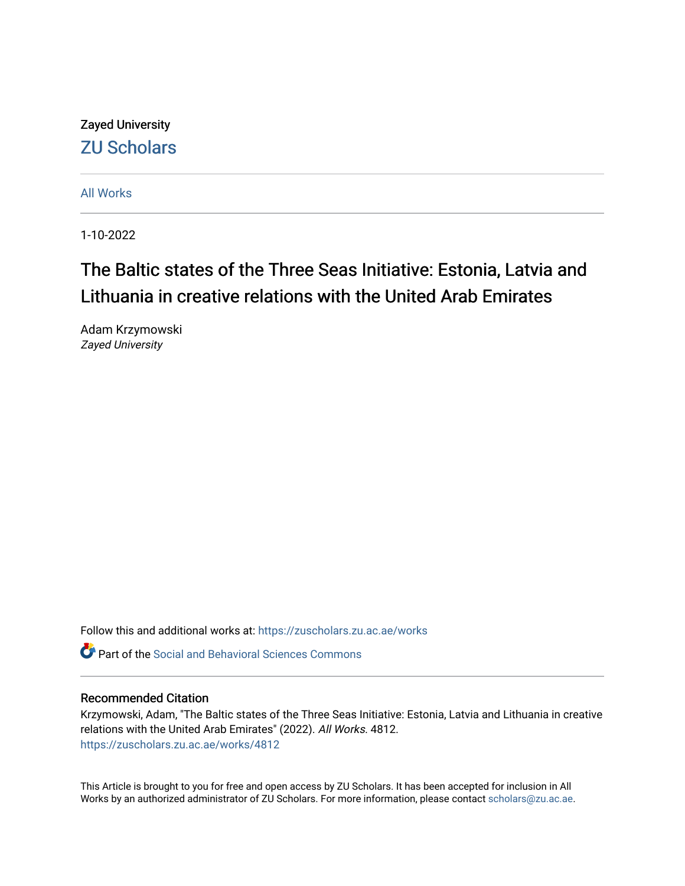Zayed University

ZU Scholars

All Works

1-10-2022

# The Baltic states of the Three Seas Initiative: Estonia, Latvia and Lithuania in creative relations with the United Arab Emirates

Adam Krzymowski
*Zayed University*

Follow this and additional works at: https://zuscholars.zu.ac.ae/works

Part of the Social and Behavioral Sciences Commons

## Recommended Citation

Krzymowski, Adam, "The Baltic states of the Three Seas Initiative: Estonia, Latvia and Lithuania in creative relations with the United Arab Emirates" (2022). *All Works*. 4812.
https://zuscholars.zu.ac.ae/works/4812

This Article is brought to you for free and open access by ZU Scholars. It has been accepted for inclusion in All Works by an authorized administrator of ZU Scholars. For more information, please contact scholars@zu.ac.ae.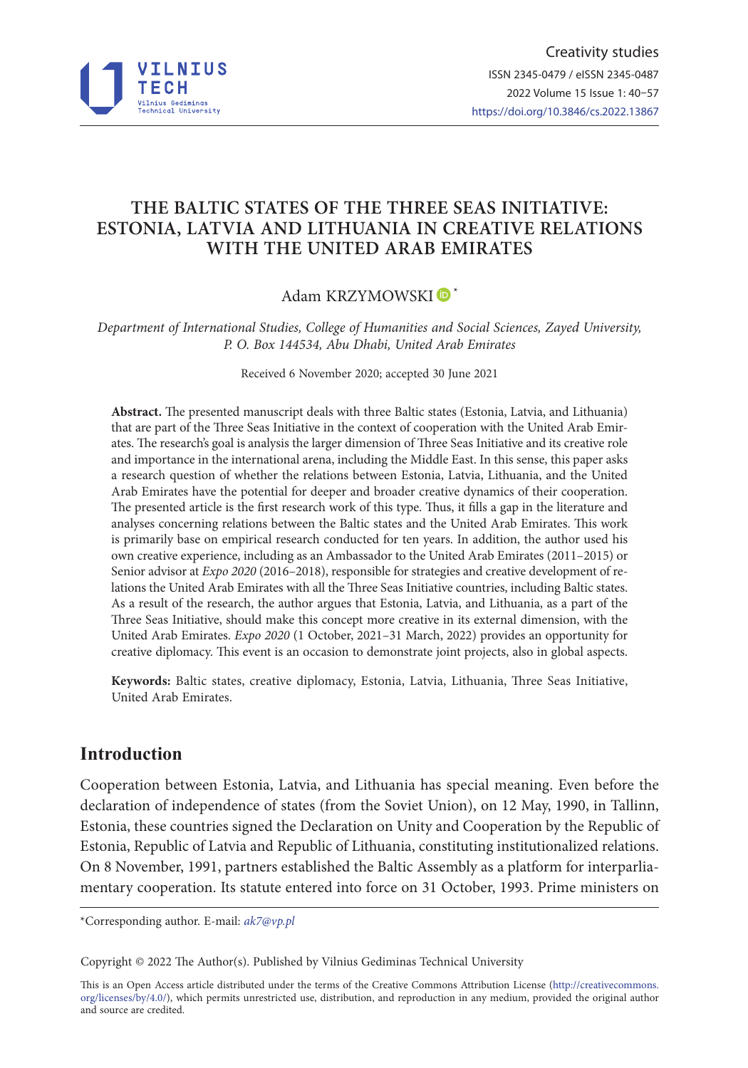# THE BALTIC STATES OF THE THREE SEAS INITIATIVE: ESTONIA, LATVIA AND LITHUANIA IN CREATIVE RELATIONS WITH THE UNITED ARAB EMIRATES

Adam KRZYMOWSKI *

*Department of International Studies, College of Humanities and Social Sciences, Zayed University, P. O. Box 144534, Abu Dhabi, United Arab Emirates*

Received 6 November 2020; accepted 30 June 2021

**Abstract.** The presented manuscript deals with three Baltic states (Estonia, Latvia, and Lithuania) that are part of the Three Seas Initiative in the context of cooperation with the United Arab Emirates. The research's goal is analysis the larger dimension of Three Seas Initiative and its creative role and importance in the international arena, including the Middle East. In this sense, this paper asks a research question of whether the relations between Estonia, Latvia, Lithuania, and the United Arab Emirates have the potential for deeper and broader creative dynamics of their cooperation. The presented article is the first research work of this type. Thus, it fills a gap in the literature and analyses concerning relations between the Baltic states and the United Arab Emirates. This work is primarily base on empirical research conducted for ten years. In addition, the author used his own creative experience, including as an Ambassador to the United Arab Emirates (2011–2015) or Senior advisor at *Expo 2020* (2016–2018), responsible for strategies and creative development of relations the United Arab Emirates with all the Three Seas Initiative countries, including Baltic states. As a result of the research, the author argues that Estonia, Latvia, and Lithuania, as a part of the Three Seas Initiative, should make this concept more creative in its external dimension, with the United Arab Emirates. *Expo 2020* (1 October, 2021–31 March, 2022) provides an opportunity for creative diplomacy. This event is an occasion to demonstrate joint projects, also in global aspects.

**Keywords:** Baltic states, creative diplomacy, Estonia, Latvia, Lithuania, Three Seas Initiative, United Arab Emirates.

## Introduction

Cooperation between Estonia, Latvia, and Lithuania has special meaning. Even before the declaration of independence of states (from the Soviet Union), on 12 May, 1990, in Tallinn, Estonia, these countries signed the Declaration on Unity and Cooperation by the Republic of Estonia, Republic of Latvia and Republic of Lithuania, constituting institutionalized relations. On 8 November, 1991, partners established the Baltic Assembly as a platform for interparliamentary cooperation. Its statute entered into force on 31 October, 1993. Prime ministers on

*Corresponding author. E-mail: *ak7@vp.pl*

Copyright © 2022 The Author(s). Published by Vilnius Gediminas Technical University

This is an Open Access article distributed under the terms of the Creative Commons Attribution License (http://creativecommons.org/licenses/by/4.0/), which permits unrestricted use, distribution, and reproduction in any medium, provided the original author and source are credited.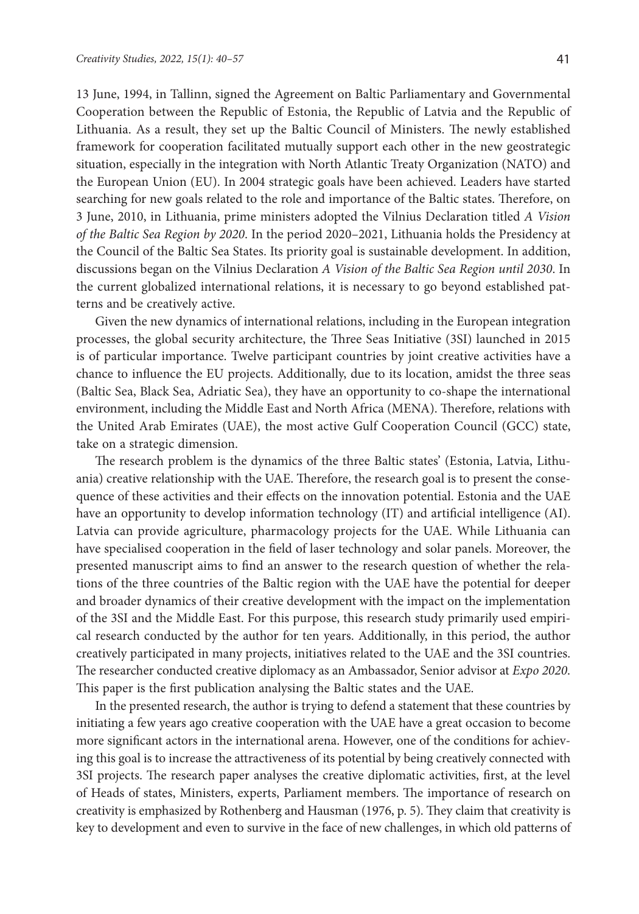13 June, 1994, in Tallinn, signed the Agreement on Baltic Parliamentary and Governmental Cooperation between the Republic of Estonia, the Republic of Latvia and the Republic of Lithuania. As a result, they set up the Baltic Council of Ministers. The newly established framework for cooperation facilitated mutually support each other in the new geostrategic situation, especially in the integration with North Atlantic Treaty Organization (NATO) and the European Union (EU). In 2004 strategic goals have been achieved. Leaders have started searching for new goals related to the role and importance of the Baltic states. Therefore, on 3 June, 2010, in Lithuania, prime ministers adopted the Vilnius Declaration titled *A Vision of the Baltic Sea Region by 2020*. In the period 2020–2021, Lithuania holds the Presidency at the Council of the Baltic Sea States. Its priority goal is sustainable development. In addition, discussions began on the Vilnius Declaration *A Vision of the Baltic Sea Region until 2030*. In the current globalized international relations, it is necessary to go beyond established patterns and be creatively active.

Given the new dynamics of international relations, including in the European integration processes, the global security architecture, the Three Seas Initiative (3SI) launched in 2015 is of particular importance. Twelve participant countries by joint creative activities have a chance to influence the EU projects. Additionally, due to its location, amidst the three seas (Baltic Sea, Black Sea, Adriatic Sea), they have an opportunity to co-shape the international environment, including the Middle East and North Africa (MENA). Therefore, relations with the United Arab Emirates (UAE), the most active Gulf Cooperation Council (GCC) state, take on a strategic dimension.

The research problem is the dynamics of the three Baltic states' (Estonia, Latvia, Lithuania) creative relationship with the UAE. Therefore, the research goal is to present the consequence of these activities and their effects on the innovation potential. Estonia and the UAE have an opportunity to develop information technology (IT) and artificial intelligence (AI). Latvia can provide agriculture, pharmacology projects for the UAE. While Lithuania can have specialised cooperation in the field of laser technology and solar panels. Moreover, the presented manuscript aims to find an answer to the research question of whether the relations of the three countries of the Baltic region with the UAE have the potential for deeper and broader dynamics of their creative development with the impact on the implementation of the 3SI and the Middle East. For this purpose, this research study primarily used empirical research conducted by the author for ten years. Additionally, in this period, the author creatively participated in many projects, initiatives related to the UAE and the 3SI countries. The researcher conducted creative diplomacy as an Ambassador, Senior advisor at *Expo 2020*. This paper is the first publication analysing the Baltic states and the UAE.

In the presented research, the author is trying to defend a statement that these countries by initiating a few years ago creative cooperation with the UAE have a great occasion to become more significant actors in the international arena. However, one of the conditions for achieving this goal is to increase the attractiveness of its potential by being creatively connected with 3SI projects. The research paper analyses the creative diplomatic activities, first, at the level of Heads of states, Ministers, experts, Parliament members. The importance of research on creativity is emphasized by Rothenberg and Hausman (1976, p. 5). They claim that creativity is key to development and even to survive in the face of new challenges, in which old patterns of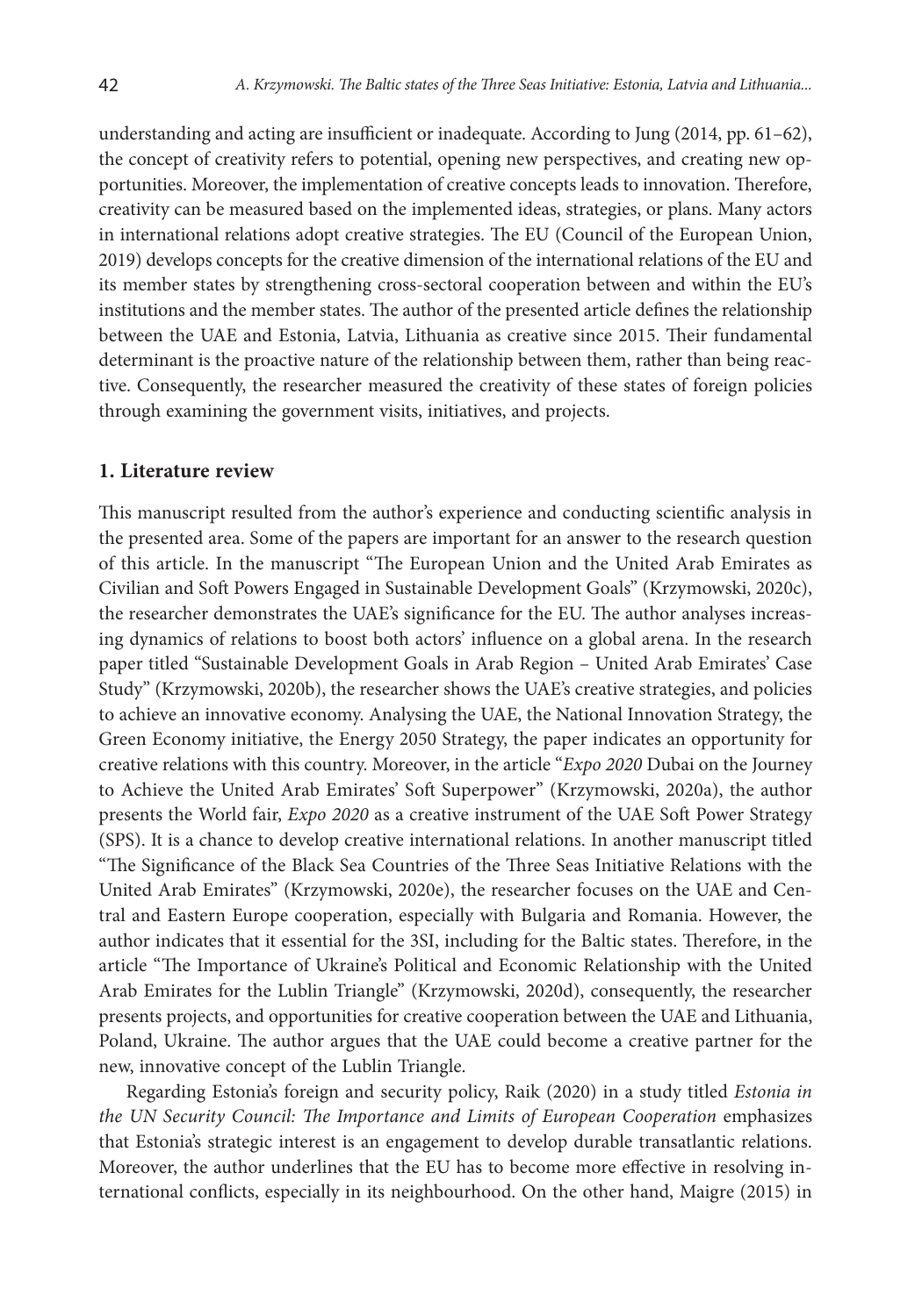understanding and acting are insufficient or inadequate. According to Jung (2014, pp. 61–62), the concept of creativity refers to potential, opening new perspectives, and creating new opportunities. Moreover, the implementation of creative concepts leads to innovation. Therefore, creativity can be measured based on the implemented ideas, strategies, or plans. Many actors in international relations adopt creative strategies. The EU (Council of the European Union, 2019) develops concepts for the creative dimension of the international relations of the EU and its member states by strengthening cross-sectoral cooperation between and within the EU's institutions and the member states. The author of the presented article defines the relationship between the UAE and Estonia, Latvia, Lithuania as creative since 2015. Their fundamental determinant is the proactive nature of the relationship between them, rather than being reactive. Consequently, the researcher measured the creativity of these states of foreign policies through examining the government visits, initiatives, and projects.

## 1. Literature review

This manuscript resulted from the author's experience and conducting scientific analysis in the presented area. Some of the papers are important for an answer to the research question of this article. In the manuscript "The European Union and the United Arab Emirates as Civilian and Soft Powers Engaged in Sustainable Development Goals" (Krzymowski, 2020c), the researcher demonstrates the UAE's significance for the EU. The author analyses increasing dynamics of relations to boost both actors' influence on a global arena. In the research paper titled "Sustainable Development Goals in Arab Region – United Arab Emirates' Case Study" (Krzymowski, 2020b), the researcher shows the UAE's creative strategies, and policies to achieve an innovative economy. Analysing the UAE, the National Innovation Strategy, the Green Economy initiative, the Energy 2050 Strategy, the paper indicates an opportunity for creative relations with this country. Moreover, in the article "*Expo 2020* Dubai on the Journey to Achieve the United Arab Emirates' Soft Superpower" (Krzymowski, 2020a), the author presents the World fair, *Expo 2020* as a creative instrument of the UAE Soft Power Strategy (SPS). It is a chance to develop creative international relations. In another manuscript titled "The Significance of the Black Sea Countries of the Three Seas Initiative Relations with the United Arab Emirates" (Krzymowski, 2020e), the researcher focuses on the UAE and Central and Eastern Europe cooperation, especially with Bulgaria and Romania. However, the author indicates that it essential for the 3SI, including for the Baltic states. Therefore, in the article "The Importance of Ukraine's Political and Economic Relationship with the United Arab Emirates for the Lublin Triangle" (Krzymowski, 2020d), consequently, the researcher presents projects, and opportunities for creative cooperation between the UAE and Lithuania, Poland, Ukraine. The author argues that the UAE could become a creative partner for the new, innovative concept of the Lublin Triangle.

Regarding Estonia's foreign and security policy, Raik (2020) in a study titled *Estonia in the UN Security Council: The Importance and Limits of European Cooperation* emphasizes that Estonia's strategic interest is an engagement to develop durable transatlantic relations. Moreover, the author underlines that the EU has to become more effective in resolving international conflicts, especially in its neighbourhood. On the other hand, Maigre (2015) in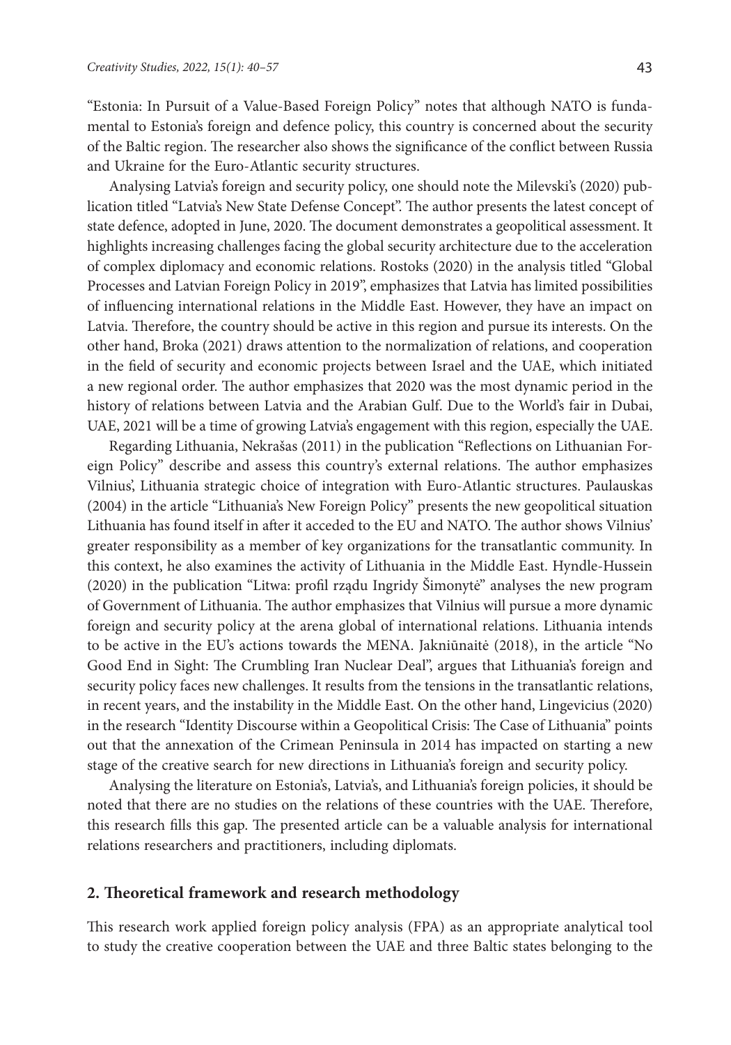"Estonia: In Pursuit of a Value-Based Foreign Policy" notes that although NATO is fundamental to Estonia's foreign and defence policy, this country is concerned about the security of the Baltic region. The researcher also shows the significance of the conflict between Russia and Ukraine for the Euro-Atlantic security structures.

Analysing Latvia's foreign and security policy, one should note the Milevski's (2020) publication titled "Latvia's New State Defense Concept". The author presents the latest concept of state defence, adopted in June, 2020. The document demonstrates a geopolitical assessment. It highlights increasing challenges facing the global security architecture due to the acceleration of complex diplomacy and economic relations. Rostoks (2020) in the analysis titled "Global Processes and Latvian Foreign Policy in 2019", emphasizes that Latvia has limited possibilities of influencing international relations in the Middle East. However, they have an impact on Latvia. Therefore, the country should be active in this region and pursue its interests. On the other hand, Broka (2021) draws attention to the normalization of relations, and cooperation in the field of security and economic projects between Israel and the UAE, which initiated a new regional order. The author emphasizes that 2020 was the most dynamic period in the history of relations between Latvia and the Arabian Gulf. Due to the World's fair in Dubai, UAE, 2021 will be a time of growing Latvia's engagement with this region, especially the UAE.

Regarding Lithuania, Nekrašas (2011) in the publication "Reflections on Lithuanian Foreign Policy" describe and assess this country's external relations. The author emphasizes Vilnius', Lithuania strategic choice of integration with Euro-Atlantic structures. Paulauskas (2004) in the article "Lithuania's New Foreign Policy" presents the new geopolitical situation Lithuania has found itself in after it acceded to the EU and NATO. The author shows Vilnius' greater responsibility as a member of key organizations for the transatlantic community. In this context, he also examines the activity of Lithuania in the Middle East. Hyndle-Hussein (2020) in the publication "Litwa: profil rządu Ingridy Šimonytė" analyses the new program of Government of Lithuania. The author emphasizes that Vilnius will pursue a more dynamic foreign and security policy at the arena global of international relations. Lithuania intends to be active in the EU's actions towards the MENA. Jakniūnaitė (2018), in the article "No Good End in Sight: The Crumbling Iran Nuclear Deal", argues that Lithuania's foreign and security policy faces new challenges. It results from the tensions in the transatlantic relations, in recent years, and the instability in the Middle East. On the other hand, Lingevicius (2020) in the research "Identity Discourse within a Geopolitical Crisis: The Case of Lithuania" points out that the annexation of the Crimean Peninsula in 2014 has impacted on starting a new stage of the creative search for new directions in Lithuania's foreign and security policy.

Analysing the literature on Estonia's, Latvia's, and Lithuania's foreign policies, it should be noted that there are no studies on the relations of these countries with the UAE. Therefore, this research fills this gap. The presented article can be a valuable analysis for international relations researchers and practitioners, including diplomats.

## 2. Theoretical framework and research methodology

This research work applied foreign policy analysis (FPA) as an appropriate analytical tool to study the creative cooperation between the UAE and three Baltic states belonging to the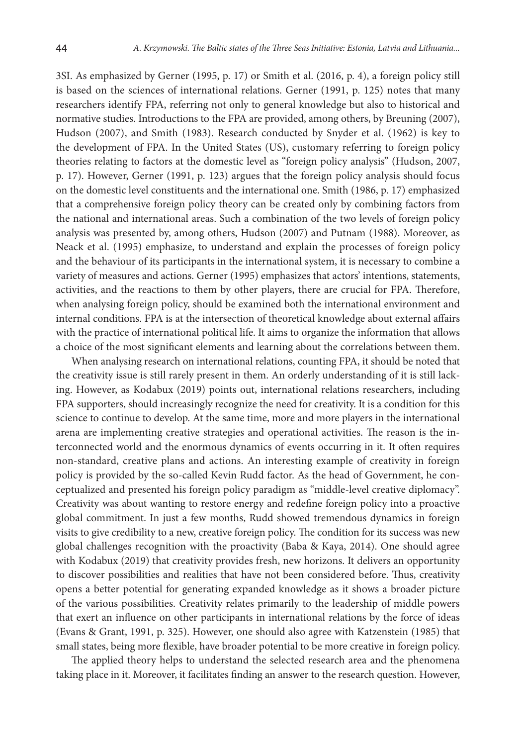3SI. As emphasized by Gerner (1995, p. 17) or Smith et al. (2016, p. 4), a foreign policy still is based on the sciences of international relations. Gerner (1991, p. 125) notes that many researchers identify FPA, referring not only to general knowledge but also to historical and normative studies. Introductions to the FPA are provided, among others, by Breuning (2007), Hudson (2007), and Smith (1983). Research conducted by Snyder et al. (1962) is key to the development of FPA. In the United States (US), customary referring to foreign policy theories relating to factors at the domestic level as "foreign policy analysis" (Hudson, 2007, p. 17). However, Gerner (1991, p. 123) argues that the foreign policy analysis should focus on the domestic level constituents and the international one. Smith (1986, p. 17) emphasized that a comprehensive foreign policy theory can be created only by combining factors from the national and international areas. Such a combination of the two levels of foreign policy analysis was presented by, among others, Hudson (2007) and Putnam (1988). Moreover, as Neack et al. (1995) emphasize, to understand and explain the processes of foreign policy and the behaviour of its participants in the international system, it is necessary to combine a variety of measures and actions. Gerner (1995) emphasizes that actors' intentions, statements, activities, and the reactions to them by other players, there are crucial for FPA. Therefore, when analysing foreign policy, should be examined both the international environment and internal conditions. FPA is at the intersection of theoretical knowledge about external affairs with the practice of international political life. It aims to organize the information that allows a choice of the most significant elements and learning about the correlations between them.

When analysing research on international relations, counting FPA, it should be noted that the creativity issue is still rarely present in them. An orderly understanding of it is still lacking. However, as Kodabux (2019) points out, international relations researchers, including FPA supporters, should increasingly recognize the need for creativity. It is a condition for this science to continue to develop. At the same time, more and more players in the international arena are implementing creative strategies and operational activities. The reason is the interconnected world and the enormous dynamics of events occurring in it. It often requires non-standard, creative plans and actions. An interesting example of creativity in foreign policy is provided by the so-called Kevin Rudd factor. As the head of Government, he conceptualized and presented his foreign policy paradigm as "middle-level creative diplomacy". Creativity was about wanting to restore energy and redefine foreign policy into a proactive global commitment. In just a few months, Rudd showed tremendous dynamics in foreign visits to give credibility to a new, creative foreign policy. The condition for its success was new global challenges recognition with the proactivity (Baba & Kaya, 2014). One should agree with Kodabux (2019) that creativity provides fresh, new horizons. It delivers an opportunity to discover possibilities and realities that have not been considered before. Thus, creativity opens a better potential for generating expanded knowledge as it shows a broader picture of the various possibilities. Creativity relates primarily to the leadership of middle powers that exert an influence on other participants in international relations by the force of ideas (Evans & Grant, 1991, p. 325). However, one should also agree with Katzenstein (1985) that small states, being more flexible, have broader potential to be more creative in foreign policy.

The applied theory helps to understand the selected research area and the phenomena taking place in it. Moreover, it facilitates finding an answer to the research question. However,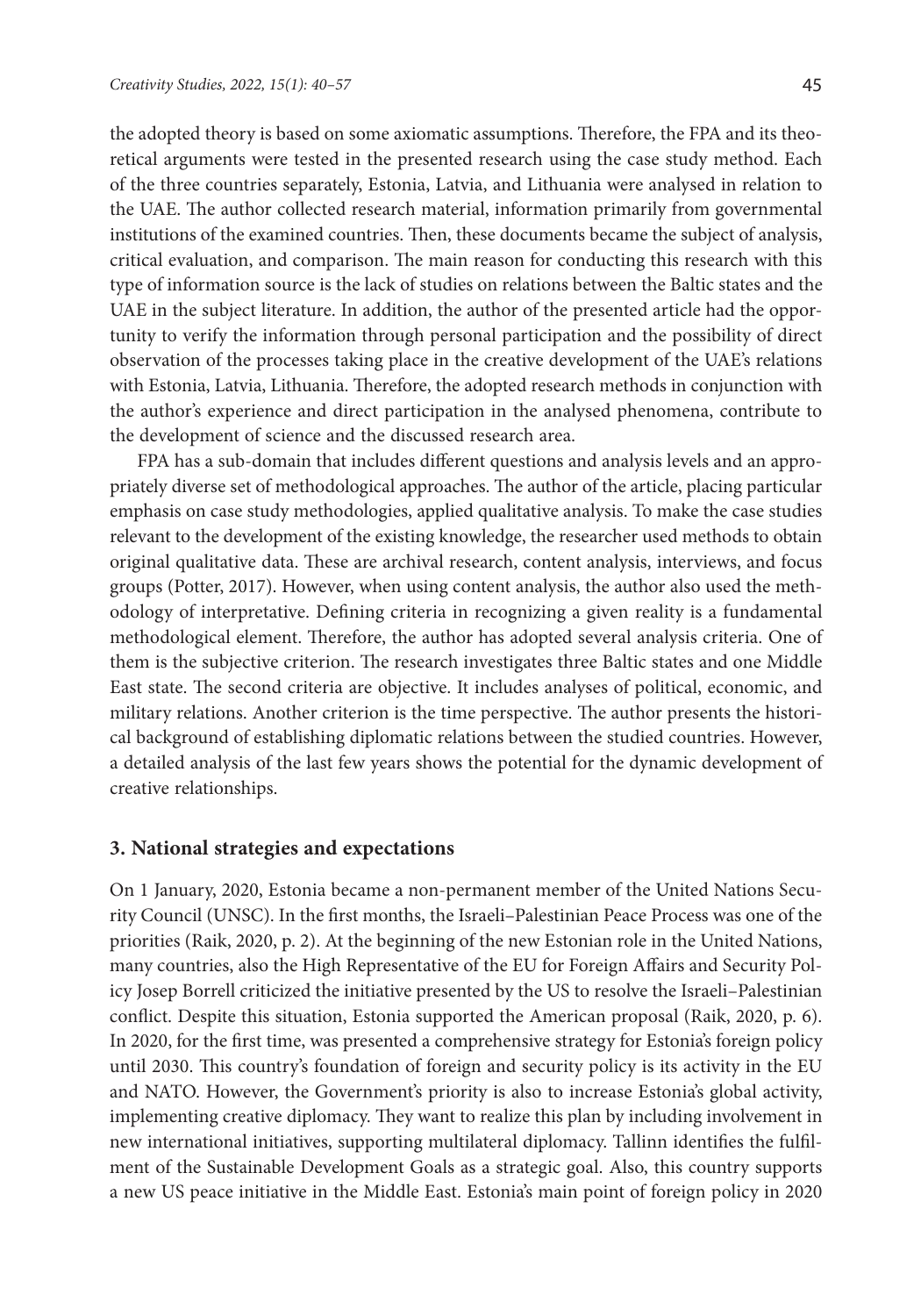the adopted theory is based on some axiomatic assumptions. Therefore, the FPA and its theoretical arguments were tested in the presented research using the case study method. Each of the three countries separately, Estonia, Latvia, and Lithuania were analysed in relation to the UAE. The author collected research material, information primarily from governmental institutions of the examined countries. Then, these documents became the subject of analysis, critical evaluation, and comparison. The main reason for conducting this research with this type of information source is the lack of studies on relations between the Baltic states and the UAE in the subject literature. In addition, the author of the presented article had the opportunity to verify the information through personal participation and the possibility of direct observation of the processes taking place in the creative development of the UAE's relations with Estonia, Latvia, Lithuania. Therefore, the adopted research methods in conjunction with the author's experience and direct participation in the analysed phenomena, contribute to the development of science and the discussed research area.

FPA has a sub-domain that includes different questions and analysis levels and an appropriately diverse set of methodological approaches. The author of the article, placing particular emphasis on case study methodologies, applied qualitative analysis. To make the case studies relevant to the development of the existing knowledge, the researcher used methods to obtain original qualitative data. These are archival research, content analysis, interviews, and focus groups (Potter, 2017). However, when using content analysis, the author also used the methodology of interpretative. Defining criteria in recognizing a given reality is a fundamental methodological element. Therefore, the author has adopted several analysis criteria. One of them is the subjective criterion. The research investigates three Baltic states and one Middle East state. The second criteria are objective. It includes analyses of political, economic, and military relations. Another criterion is the time perspective. The author presents the historical background of establishing diplomatic relations between the studied countries. However, a detailed analysis of the last few years shows the potential for the dynamic development of creative relationships.

## 3. National strategies and expectations

On 1 January, 2020, Estonia became a non-permanent member of the United Nations Security Council (UNSC). In the first months, the Israeli–Palestinian Peace Process was one of the priorities (Raik, 2020, p. 2). At the beginning of the new Estonian role in the United Nations, many countries, also the High Representative of the EU for Foreign Affairs and Security Policy Josep Borrell criticized the initiative presented by the US to resolve the Israeli–Palestinian conflict. Despite this situation, Estonia supported the American proposal (Raik, 2020, p. 6). In 2020, for the first time, was presented a comprehensive strategy for Estonia's foreign policy until 2030. This country's foundation of foreign and security policy is its activity in the EU and NATO. However, the Government's priority is also to increase Estonia's global activity, implementing creative diplomacy. They want to realize this plan by including involvement in new international initiatives, supporting multilateral diplomacy. Tallinn identifies the fulfilment of the Sustainable Development Goals as a strategic goal. Also, this country supports a new US peace initiative in the Middle East. Estonia's main point of foreign policy in 2020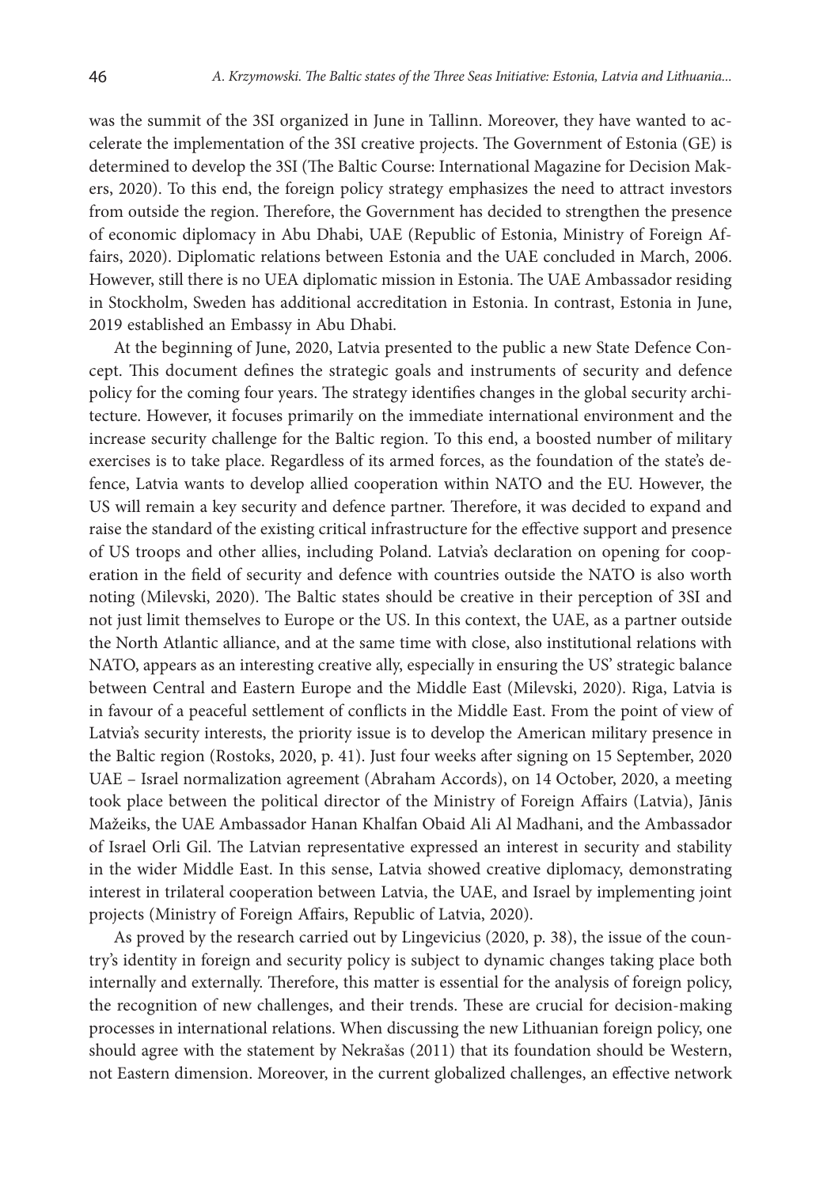was the summit of the 3SI organized in June in Tallinn. Moreover, they have wanted to accelerate the implementation of the 3SI creative projects. The Government of Estonia (GE) is determined to develop the 3SI (The Baltic Course: International Magazine for Decision Makers, 2020). To this end, the foreign policy strategy emphasizes the need to attract investors from outside the region. Therefore, the Government has decided to strengthen the presence of economic diplomacy in Abu Dhabi, UAE (Republic of Estonia, Ministry of Foreign Affairs, 2020). Diplomatic relations between Estonia and the UAE concluded in March, 2006. However, still there is no UEA diplomatic mission in Estonia. The UAE Ambassador residing in Stockholm, Sweden has additional accreditation in Estonia. In contrast, Estonia in June, 2019 established an Embassy in Abu Dhabi.

At the beginning of June, 2020, Latvia presented to the public a new State Defence Concept. This document defines the strategic goals and instruments of security and defence policy for the coming four years. The strategy identifies changes in the global security architecture. However, it focuses primarily on the immediate international environment and the increase security challenge for the Baltic region. To this end, a boosted number of military exercises is to take place. Regardless of its armed forces, as the foundation of the state's defence, Latvia wants to develop allied cooperation within NATO and the EU. However, the US will remain a key security and defence partner. Therefore, it was decided to expand and raise the standard of the existing critical infrastructure for the effective support and presence of US troops and other allies, including Poland. Latvia's declaration on opening for cooperation in the field of security and defence with countries outside the NATO is also worth noting (Milevski, 2020). The Baltic states should be creative in their perception of 3SI and not just limit themselves to Europe or the US. In this context, the UAE, as a partner outside the North Atlantic alliance, and at the same time with close, also institutional relations with NATO, appears as an interesting creative ally, especially in ensuring the US' strategic balance between Central and Eastern Europe and the Middle East (Milevski, 2020). Riga, Latvia is in favour of a peaceful settlement of conflicts in the Middle East. From the point of view of Latvia's security interests, the priority issue is to develop the American military presence in the Baltic region (Rostoks, 2020, p. 41). Just four weeks after signing on 15 September, 2020 UAE – Israel normalization agreement (Abraham Accords), on 14 October, 2020, a meeting took place between the political director of the Ministry of Foreign Affairs (Latvia), Jānis Mažeiks, the UAE Ambassador Hanan Khalfan Obaid Ali Al Madhani, and the Ambassador of Israel Orli Gil. The Latvian representative expressed an interest in security and stability in the wider Middle East. In this sense, Latvia showed creative diplomacy, demonstrating interest in trilateral cooperation between Latvia, the UAE, and Israel by implementing joint projects (Ministry of Foreign Affairs, Republic of Latvia, 2020).

As proved by the research carried out by Lingevicius (2020, p. 38), the issue of the country's identity in foreign and security policy is subject to dynamic changes taking place both internally and externally. Therefore, this matter is essential for the analysis of foreign policy, the recognition of new challenges, and their trends. These are crucial for decision-making processes in international relations. When discussing the new Lithuanian foreign policy, one should agree with the statement by Nekrašas (2011) that its foundation should be Western, not Eastern dimension. Moreover, in the current globalized challenges, an effective network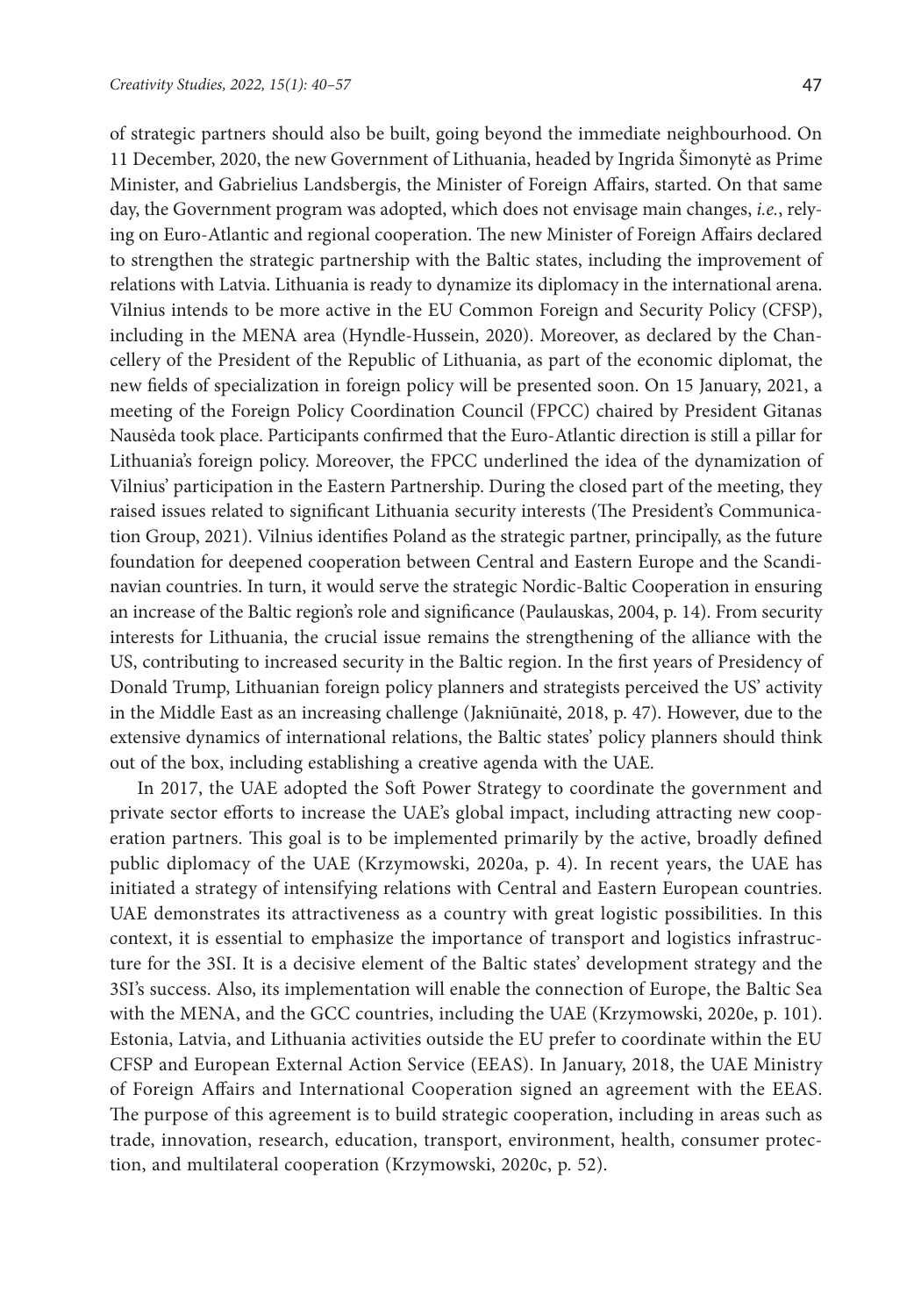of strategic partners should also be built, going beyond the immediate neighbourhood. On 11 December, 2020, the new Government of Lithuania, headed by Ingrida Šimonytė as Prime Minister, and Gabrielius Landsbergis, the Minister of Foreign Affairs, started. On that same day, the Government program was adopted, which does not envisage main changes, *i.e.*, relying on Euro-Atlantic and regional cooperation. The new Minister of Foreign Affairs declared to strengthen the strategic partnership with the Baltic states, including the improvement of relations with Latvia. Lithuania is ready to dynamize its diplomacy in the international arena. Vilnius intends to be more active in the EU Common Foreign and Security Policy (CFSP), including in the MENA area (Hyndle-Hussein, 2020). Moreover, as declared by the Chancellery of the President of the Republic of Lithuania, as part of the economic diplomat, the new fields of specialization in foreign policy will be presented soon. On 15 January, 2021, a meeting of the Foreign Policy Coordination Council (FPCC) chaired by President Gitanas Nausėda took place. Participants confirmed that the Euro-Atlantic direction is still a pillar for Lithuania's foreign policy. Moreover, the FPCC underlined the idea of the dynamization of Vilnius' participation in the Eastern Partnership. During the closed part of the meeting, they raised issues related to significant Lithuania security interests (The President's Communication Group, 2021). Vilnius identifies Poland as the strategic partner, principally, as the future foundation for deepened cooperation between Central and Eastern Europe and the Scandinavian countries. In turn, it would serve the strategic Nordic-Baltic Cooperation in ensuring an increase of the Baltic region's role and significance (Paulauskas, 2004, p. 14). From security interests for Lithuania, the crucial issue remains the strengthening of the alliance with the US, contributing to increased security in the Baltic region. In the first years of Presidency of Donald Trump, Lithuanian foreign policy planners and strategists perceived the US' activity in the Middle East as an increasing challenge (Jakniūnaitė, 2018, p. 47). However, due to the extensive dynamics of international relations, the Baltic states' policy planners should think out of the box, including establishing a creative agenda with the UAE.

In 2017, the UAE adopted the Soft Power Strategy to coordinate the government and private sector efforts to increase the UAE's global impact, including attracting new cooperation partners. This goal is to be implemented primarily by the active, broadly defined public diplomacy of the UAE (Krzymowski, 2020a, p. 4). In recent years, the UAE has initiated a strategy of intensifying relations with Central and Eastern European countries. UAE demonstrates its attractiveness as a country with great logistic possibilities. In this context, it is essential to emphasize the importance of transport and logistics infrastructure for the 3SI. It is a decisive element of the Baltic states' development strategy and the 3SI's success. Also, its implementation will enable the connection of Europe, the Baltic Sea with the MENA, and the GCC countries, including the UAE (Krzymowski, 2020e, p. 101). Estonia, Latvia, and Lithuania activities outside the EU prefer to coordinate within the EU CFSP and European External Action Service (EEAS). In January, 2018, the UAE Ministry of Foreign Affairs and International Cooperation signed an agreement with the EEAS. The purpose of this agreement is to build strategic cooperation, including in areas such as trade, innovation, research, education, transport, environment, health, consumer protection, and multilateral cooperation (Krzymowski, 2020c, p. 52).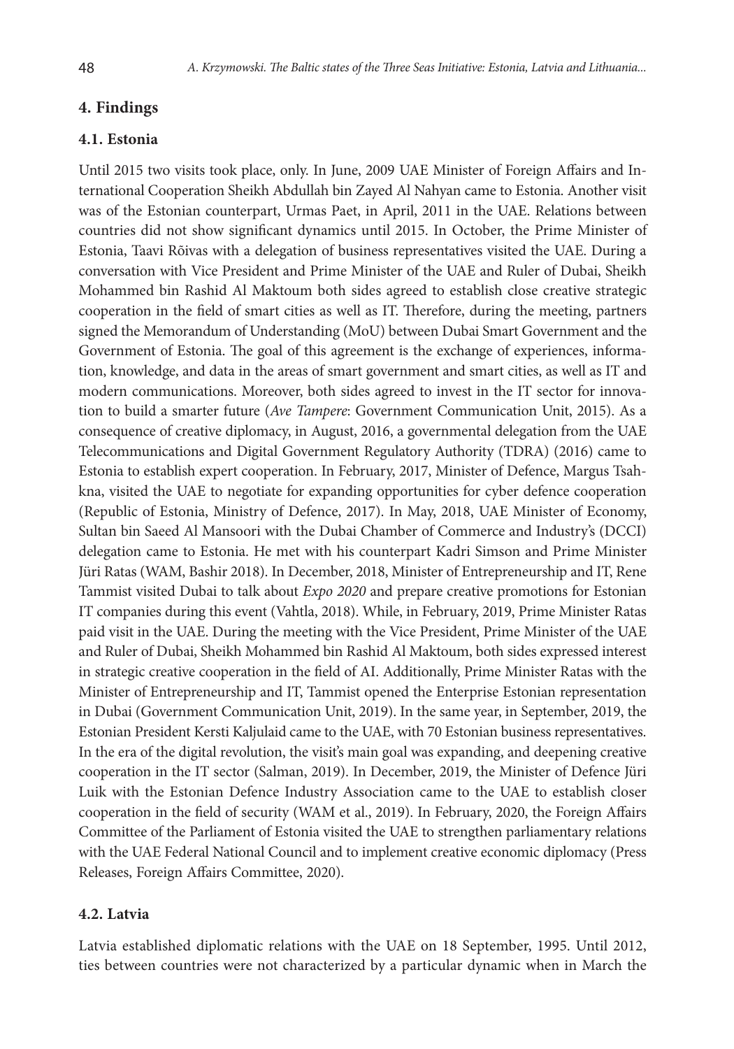## 4. Findings

### 4.1. Estonia

Until 2015 two visits took place, only. In June, 2009 UAE Minister of Foreign Affairs and International Cooperation Sheikh Abdullah bin Zayed Al Nahyan came to Estonia. Another visit was of the Estonian counterpart, Urmas Paet, in April, 2011 in the UAE. Relations between countries did not show significant dynamics until 2015. In October, the Prime Minister of Estonia, Taavi Rõivas with a delegation of business representatives visited the UAE. During a conversation with Vice President and Prime Minister of the UAE and Ruler of Dubai, Sheikh Mohammed bin Rashid Al Maktoum both sides agreed to establish close creative strategic cooperation in the field of smart cities as well as IT. Therefore, during the meeting, partners signed the Memorandum of Understanding (MoU) between Dubai Smart Government and the Government of Estonia. The goal of this agreement is the exchange of experiences, information, knowledge, and data in the areas of smart government and smart cities, as well as IT and modern communications. Moreover, both sides agreed to invest in the IT sector for innovation to build a smarter future (*Ave Tampere*: Government Communication Unit, 2015). As a consequence of creative diplomacy, in August, 2016, a governmental delegation from the UAE Telecommunications and Digital Government Regulatory Authority (TDRA) (2016) came to Estonia to establish expert cooperation. In February, 2017, Minister of Defence, Margus Tsahkna, visited the UAE to negotiate for expanding opportunities for cyber defence cooperation (Republic of Estonia, Ministry of Defence, 2017). In May, 2018, UAE Minister of Economy, Sultan bin Saeed Al Mansoori with the Dubai Chamber of Commerce and Industry's (DCCI) delegation came to Estonia. He met with his counterpart Kadri Simson and Prime Minister Jüri Ratas (WAM, Bashir 2018). In December, 2018, Minister of Entrepreneurship and IT, Rene Tammist visited Dubai to talk about *Expo 2020* and prepare creative promotions for Estonian IT companies during this event (Vahtla, 2018). While, in February, 2019, Prime Minister Ratas paid visit in the UAE. During the meeting with the Vice President, Prime Minister of the UAE and Ruler of Dubai, Sheikh Mohammed bin Rashid Al Maktoum, both sides expressed interest in strategic creative cooperation in the field of AI. Additionally, Prime Minister Ratas with the Minister of Entrepreneurship and IT, Tammist opened the Enterprise Estonian representation in Dubai (Government Communication Unit, 2019). In the same year, in September, 2019, the Estonian President Kersti Kaljulaid came to the UAE, with 70 Estonian business representatives. In the era of the digital revolution, the visit's main goal was expanding, and deepening creative cooperation in the IT sector (Salman, 2019). In December, 2019, the Minister of Defence Jüri Luik with the Estonian Defence Industry Association came to the UAE to establish closer cooperation in the field of security (WAM et al., 2019). In February, 2020, the Foreign Affairs Committee of the Parliament of Estonia visited the UAE to strengthen parliamentary relations with the UAE Federal National Council and to implement creative economic diplomacy (Press Releases, Foreign Affairs Committee, 2020).

### 4.2. Latvia

Latvia established diplomatic relations with the UAE on 18 September, 1995. Until 2012, ties between countries were not characterized by a particular dynamic when in March the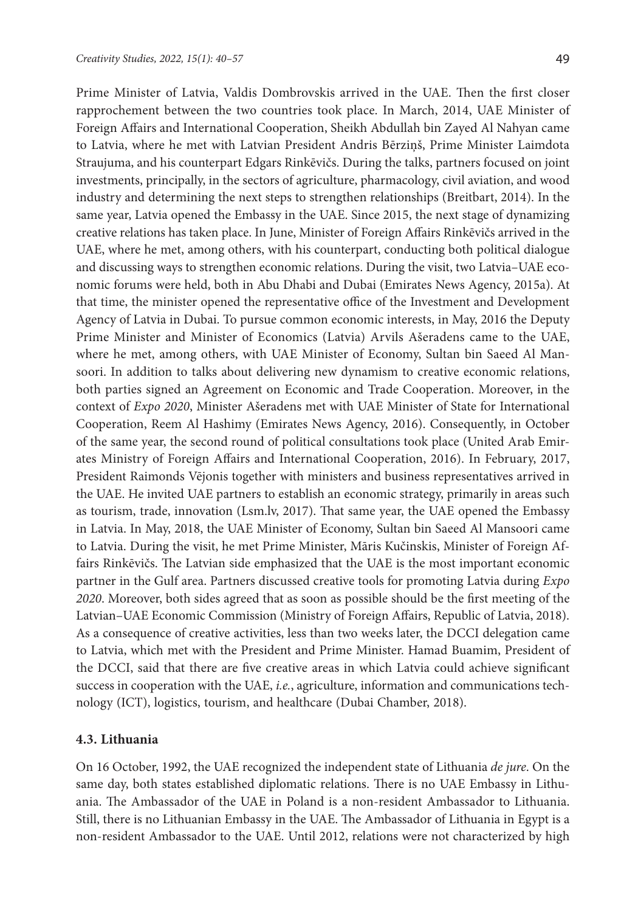Prime Minister of Latvia, Valdis Dombrovskis arrived in the UAE. Then the first closer rapprochement between the two countries took place. In March, 2014, UAE Minister of Foreign Affairs and International Cooperation, Sheikh Abdullah bin Zayed Al Nahyan came to Latvia, where he met with Latvian President Andris Bērziņš, Prime Minister Laimdota Straujuma, and his counterpart Edgars Rinkēvičs. During the talks, partners focused on joint investments, principally, in the sectors of agriculture, pharmacology, civil aviation, and wood industry and determining the next steps to strengthen relationships (Breitbart, 2014). In the same year, Latvia opened the Embassy in the UAE. Since 2015, the next stage of dynamizing creative relations has taken place. In June, Minister of Foreign Affairs Rinkēvičs arrived in the UAE, where he met, among others, with his counterpart, conducting both political dialogue and discussing ways to strengthen economic relations. During the visit, two Latvia–UAE economic forums were held, both in Abu Dhabi and Dubai (Emirates News Agency, 2015a). At that time, the minister opened the representative office of the Investment and Development Agency of Latvia in Dubai. To pursue common economic interests, in May, 2016 the Deputy Prime Minister and Minister of Economics (Latvia) Arvils Ašeradens came to the UAE, where he met, among others, with UAE Minister of Economy, Sultan bin Saeed Al Mansoori. In addition to talks about delivering new dynamism to creative economic relations, both parties signed an Agreement on Economic and Trade Cooperation. Moreover, in the context of *Expo 2020*, Minister Ašeradens met with UAE Minister of State for International Cooperation, Reem Al Hashimy (Emirates News Agency, 2016). Consequently, in October of the same year, the second round of political consultations took place (United Arab Emirates Ministry of Foreign Affairs and International Cooperation, 2016). In February, 2017, President Raimonds Vējonis together with ministers and business representatives arrived in the UAE. He invited UAE partners to establish an economic strategy, primarily in areas such as tourism, trade, innovation (Lsm.lv, 2017). That same year, the UAE opened the Embassy in Latvia. In May, 2018, the UAE Minister of Economy, Sultan bin Saeed Al Mansoori came to Latvia. During the visit, he met Prime Minister, Māris Kučinskis, Minister of Foreign Affairs Rinkēvičs. The Latvian side emphasized that the UAE is the most important economic partner in the Gulf area. Partners discussed creative tools for promoting Latvia during *Expo 2020*. Moreover, both sides agreed that as soon as possible should be the first meeting of the Latvian–UAE Economic Commission (Ministry of Foreign Affairs, Republic of Latvia, 2018). As a consequence of creative activities, less than two weeks later, the DCCI delegation came to Latvia, which met with the President and Prime Minister. Hamad Buamim, President of the DCCI, said that there are five creative areas in which Latvia could achieve significant success in cooperation with the UAE, *i.e.*, agriculture, information and communications technology (ICT), logistics, tourism, and healthcare (Dubai Chamber, 2018).

### 4.3. Lithuania

On 16 October, 1992, the UAE recognized the independent state of Lithuania *de jure*. On the same day, both states established diplomatic relations. There is no UAE Embassy in Lithuania. The Ambassador of the UAE in Poland is a non-resident Ambassador to Lithuania. Still, there is no Lithuanian Embassy in the UAE. The Ambassador of Lithuania in Egypt is a non-resident Ambassador to the UAE. Until 2012, relations were not characterized by high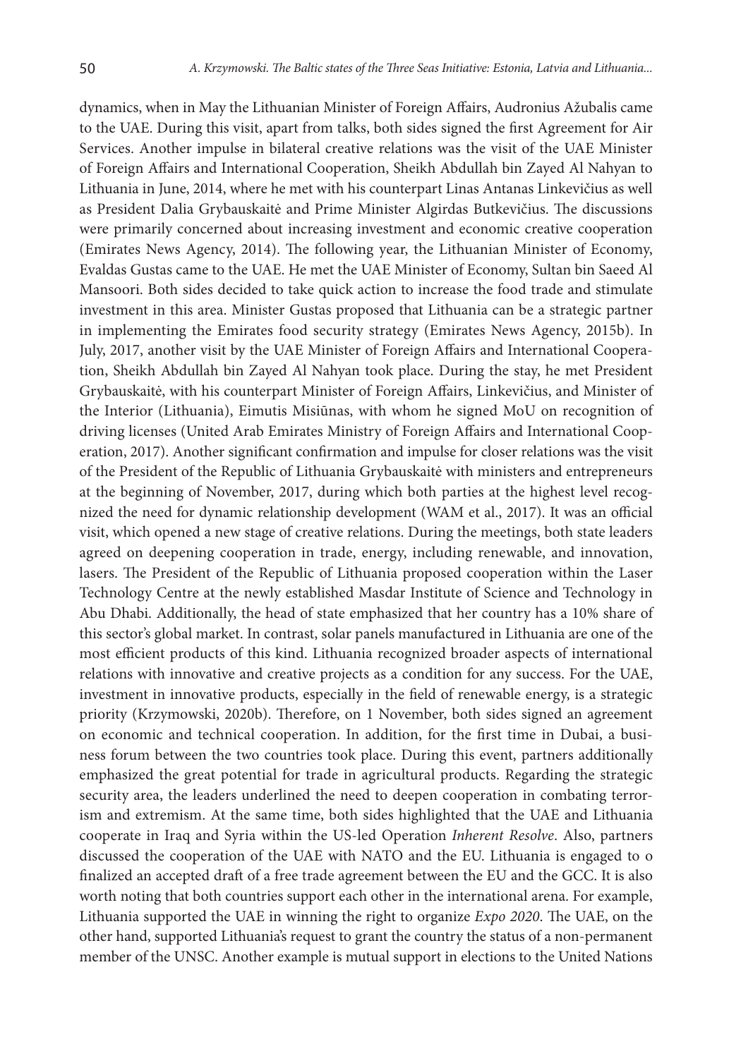dynamics, when in May the Lithuanian Minister of Foreign Affairs, Audronius Ažubalis came to the UAE. During this visit, apart from talks, both sides signed the first Agreement for Air Services. Another impulse in bilateral creative relations was the visit of the UAE Minister of Foreign Affairs and International Cooperation, Sheikh Abdullah bin Zayed Al Nahyan to Lithuania in June, 2014, where he met with his counterpart Linas Antanas Linkevičius as well as President Dalia Grybauskaitė and Prime Minister Algirdas Butkevičius. The discussions were primarily concerned about increasing investment and economic creative cooperation (Emirates News Agency, 2014). The following year, the Lithuanian Minister of Economy, Evaldas Gustas came to the UAE. He met the UAE Minister of Economy, Sultan bin Saeed Al Mansoori. Both sides decided to take quick action to increase the food trade and stimulate investment in this area. Minister Gustas proposed that Lithuania can be a strategic partner in implementing the Emirates food security strategy (Emirates News Agency, 2015b). In July, 2017, another visit by the UAE Minister of Foreign Affairs and International Cooperation, Sheikh Abdullah bin Zayed Al Nahyan took place. During the stay, he met President Grybauskaitė, with his counterpart Minister of Foreign Affairs, Linkevičius, and Minister of the Interior (Lithuania), Eimutis Misiūnas, with whom he signed MoU on recognition of driving licenses (United Arab Emirates Ministry of Foreign Affairs and International Cooperation, 2017). Another significant confirmation and impulse for closer relations was the visit of the President of the Republic of Lithuania Grybauskaitė with ministers and entrepreneurs at the beginning of November, 2017, during which both parties at the highest level recognized the need for dynamic relationship development (WAM et al., 2017). It was an official visit, which opened a new stage of creative relations. During the meetings, both state leaders agreed on deepening cooperation in trade, energy, including renewable, and innovation, lasers. The President of the Republic of Lithuania proposed cooperation within the Laser Technology Centre at the newly established Masdar Institute of Science and Technology in Abu Dhabi. Additionally, the head of state emphasized that her country has a 10% share of this sector's global market. In contrast, solar panels manufactured in Lithuania are one of the most efficient products of this kind. Lithuania recognized broader aspects of international relations with innovative and creative projects as a condition for any success. For the UAE, investment in innovative products, especially in the field of renewable energy, is a strategic priority (Krzymowski, 2020b). Therefore, on 1 November, both sides signed an agreement on economic and technical cooperation. In addition, for the first time in Dubai, a business forum between the two countries took place. During this event, partners additionally emphasized the great potential for trade in agricultural products. Regarding the strategic security area, the leaders underlined the need to deepen cooperation in combating terrorism and extremism. At the same time, both sides highlighted that the UAE and Lithuania cooperate in Iraq and Syria within the US-led Operation *Inherent Resolve*. Also, partners discussed the cooperation of the UAE with NATO and the EU. Lithuania is engaged to o finalized an accepted draft of a free trade agreement between the EU and the GCC. It is also worth noting that both countries support each other in the international arena. For example, Lithuania supported the UAE in winning the right to organize *Expo 2020*. The UAE, on the other hand, supported Lithuania's request to grant the country the status of a non-permanent member of the UNSC. Another example is mutual support in elections to the United Nations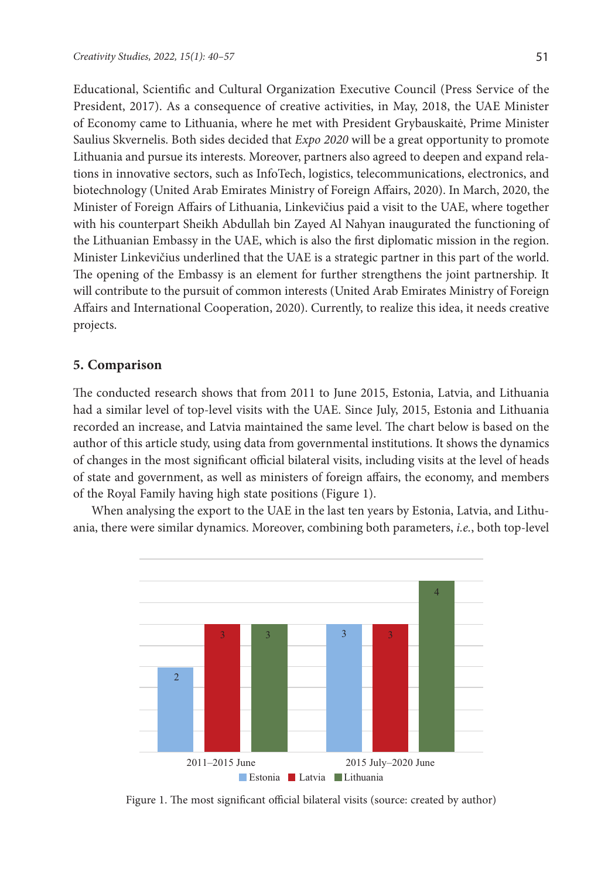Educational, Scientific and Cultural Organization Executive Council (Press Service of the President, 2017). As a consequence of creative activities, in May, 2018, the UAE Minister of Economy came to Lithuania, where he met with President Grybauskaitė, Prime Minister Saulius Skvernelis. Both sides decided that *Expo 2020* will be a great opportunity to promote Lithuania and pursue its interests. Moreover, partners also agreed to deepen and expand relations in innovative sectors, such as InfoTech, logistics, telecommunications, electronics, and biotechnology (United Arab Emirates Ministry of Foreign Affairs, 2020). In March, 2020, the Minister of Foreign Affairs of Lithuania, Linkevičius paid a visit to the UAE, where together with his counterpart Sheikh Abdullah bin Zayed Al Nahyan inaugurated the functioning of the Lithuanian Embassy in the UAE, which is also the first diplomatic mission in the region. Minister Linkevičius underlined that the UAE is a strategic partner in this part of the world. The opening of the Embassy is an element for further strengthens the joint partnership. It will contribute to the pursuit of common interests (United Arab Emirates Ministry of Foreign Affairs and International Cooperation, 2020). Currently, to realize this idea, it needs creative projects.

## 5. Comparison

The conducted research shows that from 2011 to June 2015, Estonia, Latvia, and Lithuania had a similar level of top-level visits with the UAE. Since July, 2015, Estonia and Lithuania recorded an increase, and Latvia maintained the same level. The chart below is based on the author of this article study, using data from governmental institutions. It shows the dynamics of changes in the most significant official bilateral visits, including visits at the level of heads of state and government, as well as ministers of foreign affairs, the economy, and members of the Royal Family having high state positions (Figure 1).

When analysing the export to the UAE in the last ten years by Estonia, Latvia, and Lithuania, there were similar dynamics. Moreover, combining both parameters, *i.e.*, both top-level

| | Estonia | Latvia | Lithuania |
|---|---|---|---|
| 2011–2015 June | 2 | 3 | 3 |
| 2015 July–2020 June | 3 | 3 | 4 |

Figure 1. The most significant official bilateral visits (source: created by author)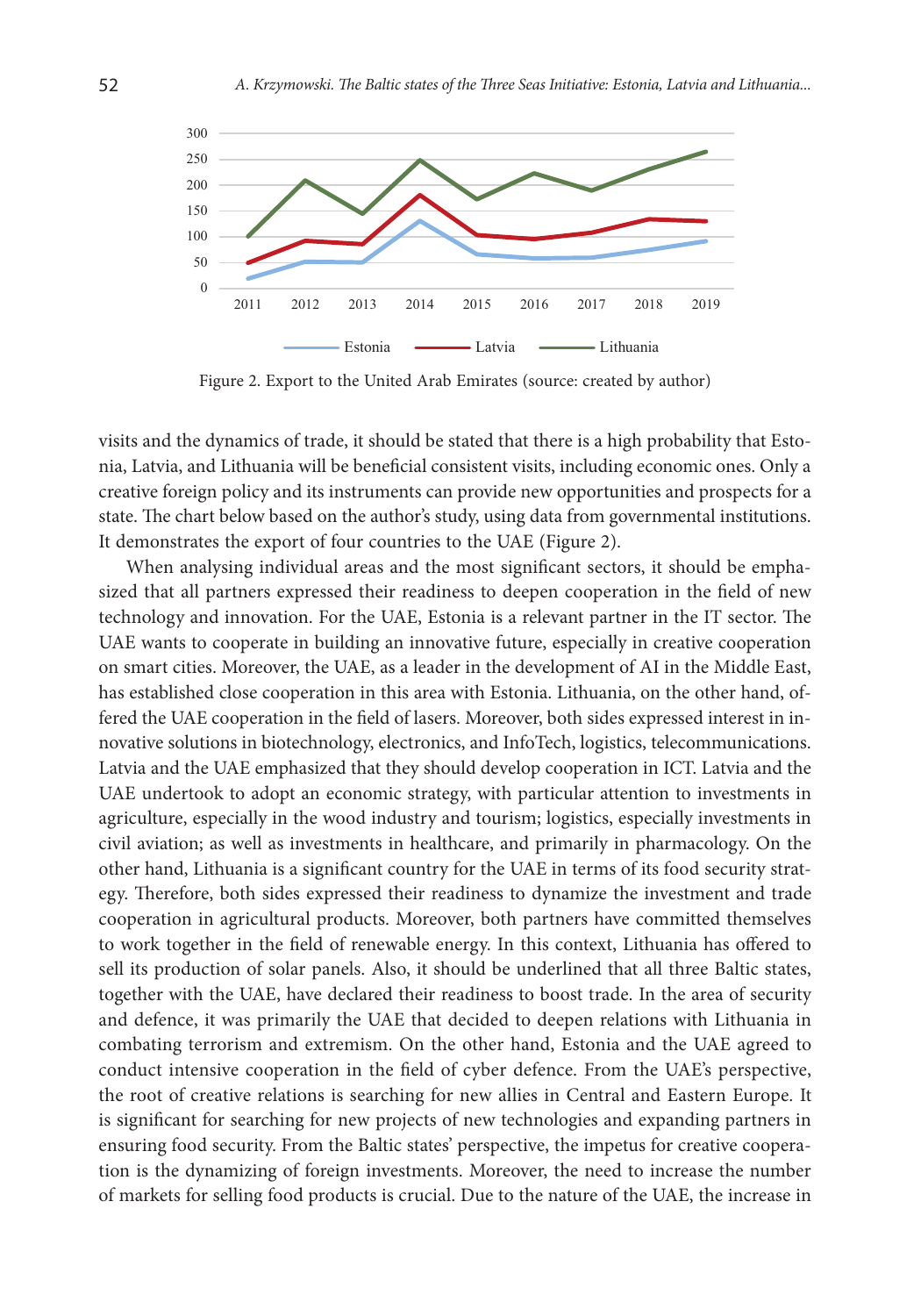Figure 2. Export to the United Arab Emirates (source: created by author)

visits and the dynamics of trade, it should be stated that there is a high probability that Estonia, Latvia, and Lithuania will be beneficial consistent visits, including economic ones. Only a creative foreign policy and its instruments can provide new opportunities and prospects for a state. The chart below based on the author's study, using data from governmental institutions. It demonstrates the export of four countries to the UAE (Figure 2).

When analysing individual areas and the most significant sectors, it should be emphasized that all partners expressed their readiness to deepen cooperation in the field of new technology and innovation. For the UAE, Estonia is a relevant partner in the IT sector. The UAE wants to cooperate in building an innovative future, especially in creative cooperation on smart cities. Moreover, the UAE, as a leader in the development of AI in the Middle East, has established close cooperation in this area with Estonia. Lithuania, on the other hand, offered the UAE cooperation in the field of lasers. Moreover, both sides expressed interest in innovative solutions in biotechnology, electronics, and InfoTech, logistics, telecommunications. Latvia and the UAE emphasized that they should develop cooperation in ICT. Latvia and the UAE undertook to adopt an economic strategy, with particular attention to investments in agriculture, especially in the wood industry and tourism; logistics, especially investments in civil aviation; as well as investments in healthcare, and primarily in pharmacology. On the other hand, Lithuania is a significant country for the UAE in terms of its food security strategy. Therefore, both sides expressed their readiness to dynamize the investment and trade cooperation in agricultural products. Moreover, both partners have committed themselves to work together in the field of renewable energy. In this context, Lithuania has offered to sell its production of solar panels. Also, it should be underlined that all three Baltic states, together with the UAE, have declared their readiness to boost trade. In the area of security and defence, it was primarily the UAE that decided to deepen relations with Lithuania in combating terrorism and extremism. On the other hand, Estonia and the UAE agreed to conduct intensive cooperation in the field of cyber defence. From the UAE's perspective, the root of creative relations is searching for new allies in Central and Eastern Europe. It is significant for searching for new projects of new technologies and expanding partners in ensuring food security. From the Baltic states' perspective, the impetus for creative cooperation is the dynamizing of foreign investments. Moreover, the need to increase the number of markets for selling food products is crucial. Due to the nature of the UAE, the increase in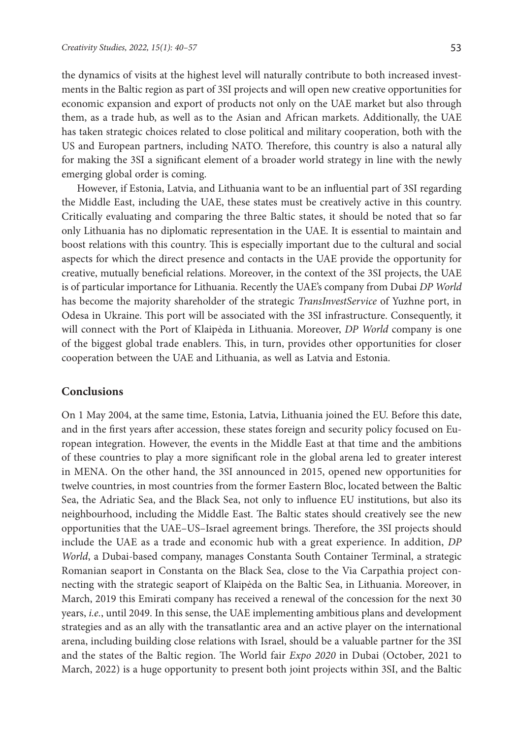the dynamics of visits at the highest level will naturally contribute to both increased investments in the Baltic region as part of 3SI projects and will open new creative opportunities for economic expansion and export of products not only on the UAE market but also through them, as a trade hub, as well as to the Asian and African markets. Additionally, the UAE has taken strategic choices related to close political and military cooperation, both with the US and European partners, including NATO. Therefore, this country is also a natural ally for making the 3SI a significant element of a broader world strategy in line with the newly emerging global order is coming.

However, if Estonia, Latvia, and Lithuania want to be an influential part of 3SI regarding the Middle East, including the UAE, these states must be creatively active in this country. Critically evaluating and comparing the three Baltic states, it should be noted that so far only Lithuania has no diplomatic representation in the UAE. It is essential to maintain and boost relations with this country. This is especially important due to the cultural and social aspects for which the direct presence and contacts in the UAE provide the opportunity for creative, mutually beneficial relations. Moreover, in the context of the 3SI projects, the UAE is of particular importance for Lithuania. Recently the UAE's company from Dubai *DP World* has become the majority shareholder of the strategic *TransInvestService* of Yuzhne port, in Odesa in Ukraine. This port will be associated with the 3SI infrastructure. Consequently, it will connect with the Port of Klaipėda in Lithuania. Moreover, *DP World* company is one of the biggest global trade enablers. This, in turn, provides other opportunities for closer cooperation between the UAE and Lithuania, as well as Latvia and Estonia.

## Conclusions

On 1 May 2004, at the same time, Estonia, Latvia, Lithuania joined the EU. Before this date, and in the first years after accession, these states foreign and security policy focused on European integration. However, the events in the Middle East at that time and the ambitions of these countries to play a more significant role in the global arena led to greater interest in MENA. On the other hand, the 3SI announced in 2015, opened new opportunities for twelve countries, in most countries from the former Eastern Bloc, located between the Baltic Sea, the Adriatic Sea, and the Black Sea, not only to influence EU institutions, but also its neighbourhood, including the Middle East. The Baltic states should creatively see the new opportunities that the UAE–US–Israel agreement brings. Therefore, the 3SI projects should include the UAE as a trade and economic hub with a great experience. In addition, *DP World*, a Dubai-based company, manages Constanta South Container Terminal, a strategic Romanian seaport in Constanta on the Black Sea, close to the Via Carpathia project connecting with the strategic seaport of Klaipėda on the Baltic Sea, in Lithuania. Moreover, in March, 2019 this Emirati company has received a renewal of the concession for the next 30 years, *i.e.*, until 2049. In this sense, the UAE implementing ambitious plans and development strategies and as an ally with the transatlantic area and an active player on the international arena, including building close relations with Israel, should be a valuable partner for the 3SI and the states of the Baltic region. The World fair *Expo 2020* in Dubai (October, 2021 to March, 2022) is a huge opportunity to present both joint projects within 3SI, and the Baltic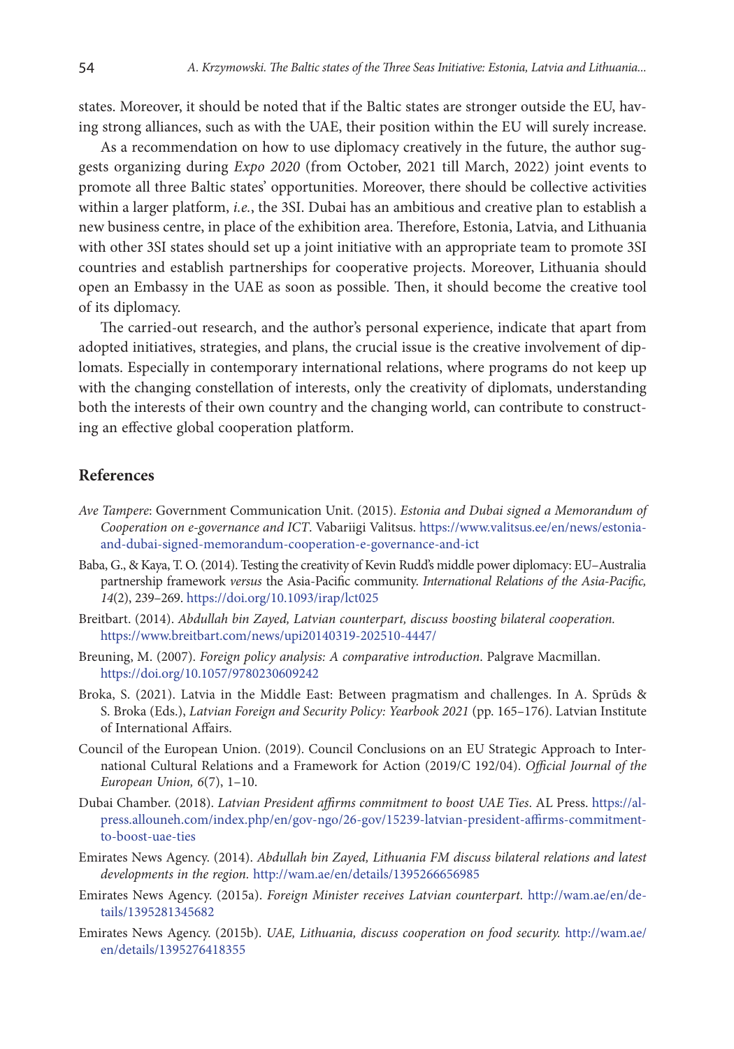states. Moreover, it should be noted that if the Baltic states are stronger outside the EU, having strong alliances, such as with the UAE, their position within the EU will surely increase.

As a recommendation on how to use diplomacy creatively in the future, the author suggests organizing during *Expo 2020* (from October, 2021 till March, 2022) joint events to promote all three Baltic states' opportunities. Moreover, there should be collective activities within a larger platform, *i.e.*, the 3SI. Dubai has an ambitious and creative plan to establish a new business centre, in place of the exhibition area. Therefore, Estonia, Latvia, and Lithuania with other 3SI states should set up a joint initiative with an appropriate team to promote 3SI countries and establish partnerships for cooperative projects. Moreover, Lithuania should open an Embassy in the UAE as soon as possible. Then, it should become the creative tool of its diplomacy.

The carried-out research, and the author's personal experience, indicate that apart from adopted initiatives, strategies, and plans, the crucial issue is the creative involvement of diplomats. Especially in contemporary international relations, where programs do not keep up with the changing constellation of interests, only the creativity of diplomats, understanding both the interests of their own country and the changing world, can contribute to constructing an effective global cooperation platform.

## References

*Ave Tampere*: Government Communication Unit. (2015). *Estonia and Dubai signed a Memorandum of Cooperation on e-governance and ICT*. Vabariigi Valitsus. https://www.valitsus.ee/en/news/estonia-and-dubai-signed-memorandum-cooperation-e-governance-and-ict

Baba, G., & Kaya, T. O. (2014). Testing the creativity of Kevin Rudd's middle power diplomacy: EU–Australia partnership framework *versus* the Asia-Pacific community. *International Relations of the Asia-Pacific, 14*(2), 239–269. https://doi.org/10.1093/irap/lct025

Breitbart. (2014). *Abdullah bin Zayed, Latvian counterpart, discuss boosting bilateral cooperation.* https://www.breitbart.com/news/upi20140319-202510-4447/

Breuning, M. (2007). *Foreign policy analysis: A comparative introduction*. Palgrave Macmillan. https://doi.org/10.1057/9780230609242

Broka, S. (2021). Latvia in the Middle East: Between pragmatism and challenges. In A. Sprūds & S. Broka (Eds.), *Latvian Foreign and Security Policy: Yearbook 2021* (pp. 165–176). Latvian Institute of International Affairs.

Council of the European Union. (2019). Council Conclusions on an EU Strategic Approach to International Cultural Relations and a Framework for Action (2019/C 192/04). *Official Journal of the European Union, 6*(7), 1–10.

Dubai Chamber. (2018). *Latvian President affirms commitment to boost UAE Ties*. AL Press. https://alpress.allouneh.com/index.php/en/gov-ngo/26-gov/15239-latvian-president-affirms-commitment-to-boost-uae-ties

Emirates News Agency. (2014). *Abdullah bin Zayed, Lithuania FM discuss bilateral relations and latest developments in the region.* http://wam.ae/en/details/1395266656985

Emirates News Agency. (2015a). *Foreign Minister receives Latvian counterpart*. http://wam.ae/en/details/1395281345682

Emirates News Agency. (2015b). *UAE, Lithuania, discuss cooperation on food security.* http://wam.ae/en/details/1395276418355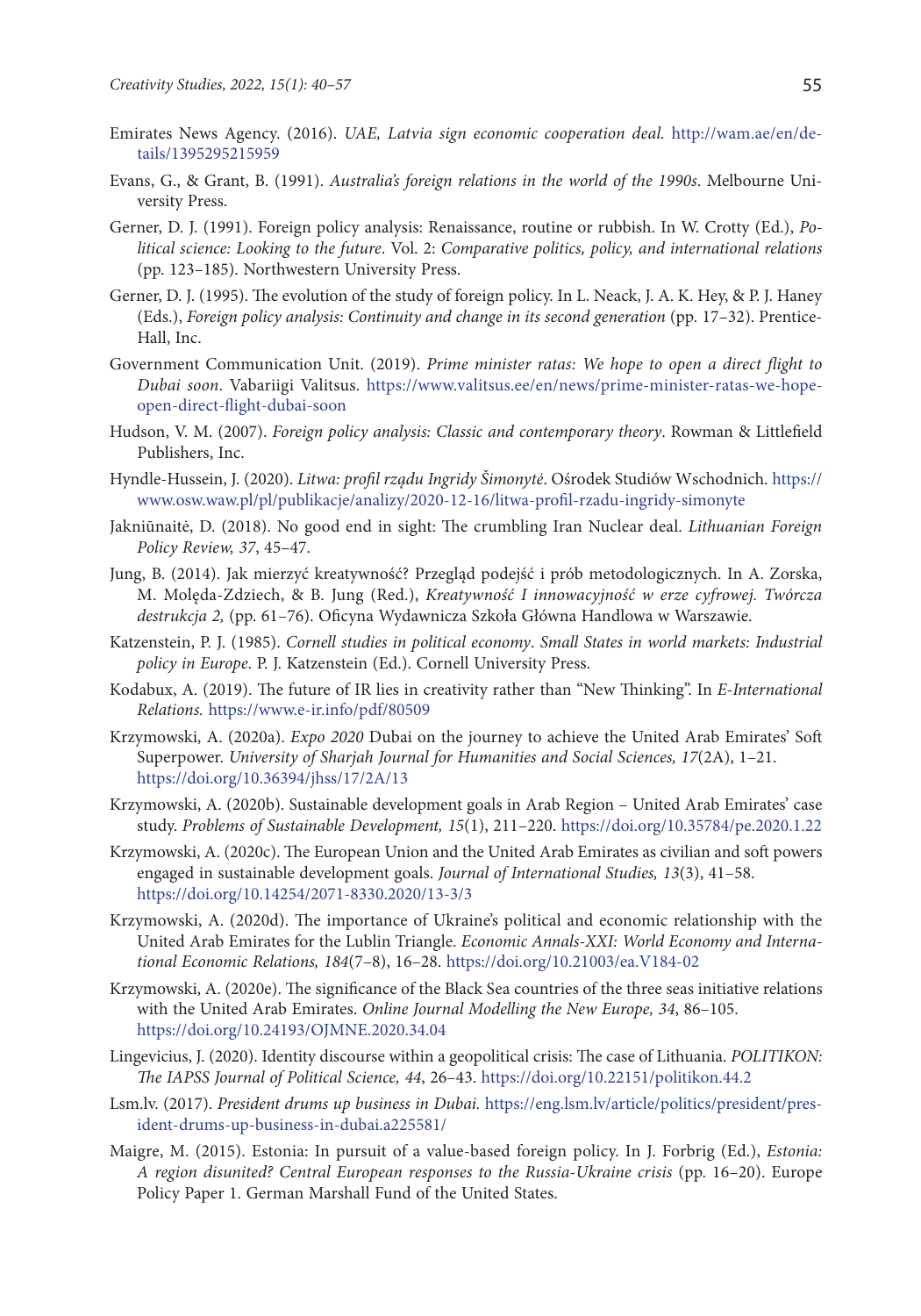Emirates News Agency. (2016). *UAE, Latvia sign economic cooperation deal.* http://wam.ae/en/details/1395295215959

Evans, G., & Grant, B. (1991). *Australia's foreign relations in the world of the 1990s*. Melbourne University Press.

Gerner, D. J. (1991). Foreign policy analysis: Renaissance, routine or rubbish. In W. Crotty (Ed.), *Political science: Looking to the future*. Vol. 2: *Comparative politics, policy, and international relations* (pp. 123–185). Northwestern University Press.

Gerner, D. J. (1995). The evolution of the study of foreign policy. In L. Neack, J. A. K. Hey, & P. J. Haney (Eds.), *Foreign policy analysis: Continuity and change in its second generation* (pp. 17–32). Prentice-Hall, Inc.

Government Communication Unit. (2019). *Prime minister ratas: We hope to open a direct flight to Dubai soon*. Vabariigi Valitsus. https://www.valitsus.ee/en/news/prime-minister-ratas-we-hope-open-direct-flight-dubai-soon

Hudson, V. M. (2007). *Foreign policy analysis: Classic and contemporary theory*. Rowman & Littlefield Publishers, Inc.

Hyndle-Hussein, J. (2020). *Litwa: profil rządu Ingridy Šimonytė*. Ośrodek Studiów Wschodnich. https://www.osw.waw.pl/pl/publikacje/analizy/2020-12-16/litwa-profil-rzadu-ingridy-simonyte

Jakniūnaitė, D. (2018). No good end in sight: The crumbling Iran Nuclear deal. *Lithuanian Foreign Policy Review, 37*, 45–47.

Jung, B. (2014). Jak mierzyć kreatywność? Przegląd podejść i prób metodologicznych. In A. Zorska, M. Molęda-Zdziech, & B. Jung (Red.), *Kreatywność I innowacyjność w erze cyfrowej. Twórcza destrukcja 2,* (pp. 61–76). Oficyna Wydawnicza Szkoła Główna Handlowa w Warszawie.

Katzenstein, P. J. (1985). *Cornell studies in political economy*. *Small States in world markets: Industrial policy in Europe*. P. J. Katzenstein (Ed.). Cornell University Press.

Kodabux, A. (2019). The future of IR lies in creativity rather than "New Thinking". In *E-International Relations.* https://www.e-ir.info/pdf/80509

Krzymowski, A. (2020a). *Expo 2020* Dubai on the journey to achieve the United Arab Emirates' Soft Superpower. *University of Sharjah Journal for Humanities and Social Sciences, 17*(2A), 1–21. https://doi.org/10.36394/jhss/17/2A/13

Krzymowski, A. (2020b). Sustainable development goals in Arab Region – United Arab Emirates' case study. *Problems of Sustainable Development, 15*(1), 211–220. https://doi.org/10.35784/pe.2020.1.22

Krzymowski, A. (2020c). The European Union and the United Arab Emirates as civilian and soft powers engaged in sustainable development goals. *Journal of International Studies, 13*(3), 41–58. https://doi.org/10.14254/2071-8330.2020/13-3/3

Krzymowski, A. (2020d). The importance of Ukraine's political and economic relationship with the United Arab Emirates for the Lublin Triangle. *Economic Annals-XXI: World Economy and International Economic Relations, 184*(7–8), 16–28. https://doi.org/10.21003/ea.V184-02

Krzymowski, A. (2020e). The significance of the Black Sea countries of the three seas initiative relations with the United Arab Emirates. *Online Journal Modelling the New Europe, 34*, 86–105. https://doi.org/10.24193/OJMNE.2020.34.04

Lingevicius, J. (2020). Identity discourse within a geopolitical crisis: The case of Lithuania. *POLITIKON: The IAPSS Journal of Political Science, 44*, 26–43. https://doi.org/10.22151/politikon.44.2

Lsm.lv. (2017). *President drums up business in Dubai.* https://eng.lsm.lv/article/politics/president/president-drums-up-business-in-dubai.a225581/

Maigre, M. (2015). Estonia: In pursuit of a value-based foreign policy. In J. Forbrig (Ed.), *Estonia: A region disunited? Central European responses to the Russia-Ukraine crisis* (pp. 16–20). Europe Policy Paper 1. German Marshall Fund of the United States.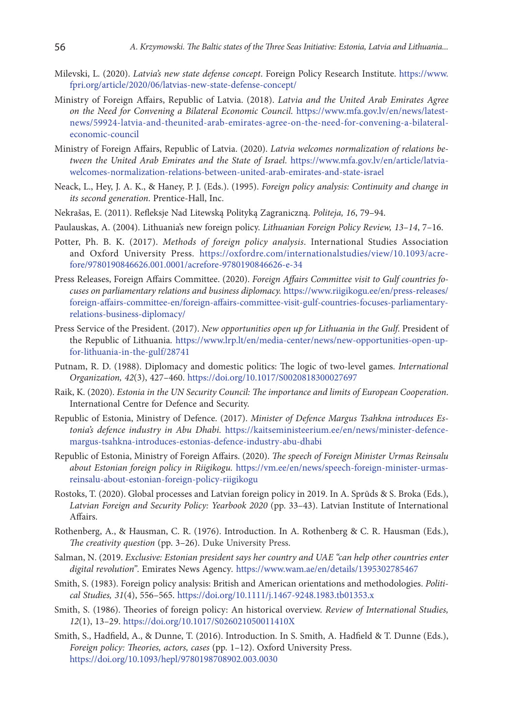Milevski, L. (2020). *Latvia's new state defense concept*. Foreign Policy Research Institute. https://www.fpri.org/article/2020/06/latvias-new-state-defense-concept/

Ministry of Foreign Affairs, Republic of Latvia. (2018). *Latvia and the United Arab Emirates Agree on the Need for Convening a Bilateral Economic Council.* https://www.mfa.gov.lv/en/news/latest-news/59924-latvia-and-theunited-arab-emirates-agree-on-the-need-for-convening-a-bilateral-economic-council

Ministry of Foreign Affairs, Republic of Latvia. (2020). *Latvia welcomes normalization of relations between the United Arab Emirates and the State of Israel.* https://www.mfa.gov.lv/en/article/latvia-welcomes-normalization-relations-between-united-arab-emirates-and-state-israel

Neack, L., Hey, J. A. K., & Haney, P. J. (Eds.). (1995). *Foreign policy analysis: Continuity and change in its second generation*. Prentice-Hall, Inc.

Nekrašas, E. (2011). Refleksje Nad Litewską Polityką Zagraniczną. *Politeja, 16*, 79–94.

Paulauskas, A. (2004). Lithuania's new foreign policy. *Lithuanian Foreign Policy Review, 13–14*, 7–16.

Potter, Ph. B. K. (2017). *Methods of foreign policy analysis*. International Studies Association and Oxford University Press. https://oxfordre.com/internationalstudies/view/10.1093/acrefore/9780190846626.001.0001/acrefore-9780190846626-e-34

Press Releases, Foreign Affairs Committee. (2020). *Foreign Affairs Committee visit to Gulf countries focuses on parliamentary relations and business diplomacy.* https://www.riigikogu.ee/en/press-releases/foreign-affairs-committee-en/foreign-affairs-committee-visit-gulf-countries-focuses-parliamentary-relations-business-diplomacy/

Press Service of the President. (2017). *New opportunities open up for Lithuania in the Gulf*. President of the Republic of Lithuania. https://www.lrp.lt/en/media-center/news/new-opportunities-open-up-for-lithuania-in-the-gulf/28741

Putnam, R. D. (1988). Diplomacy and domestic politics: The logic of two-level games. *International Organization, 42*(3), 427–460. https://doi.org/10.1017/S0020818300027697

Raik, K. (2020). *Estonia in the UN Security Council: The importance and limits of European Cooperation*. International Centre for Defence and Security.

Republic of Estonia, Ministry of Defence. (2017). *Minister of Defence Margus Tsahkna introduces Estonia's defence industry in Abu Dhabi.* https://kaitseministeerium.ee/en/news/minister-defence-margus-tsahkna-introduces-estonias-defence-industry-abu-dhabi

Republic of Estonia, Ministry of Foreign Affairs. (2020). *The speech of Foreign Minister Urmas Reinsalu about Estonian foreign policy in Riigikogu.* https://vm.ee/en/news/speech-foreign-minister-urmas-reinsalu-about-estonian-foreign-policy-riigikogu

Rostoks, T. (2020). Global processes and Latvian foreign policy in 2019. In A. Sprūds & S. Broka (Eds.), *Latvian Foreign and Security Policy: Yearbook 2020* (pp. 33–43). Latvian Institute of International Affairs.

Rothenberg, A., & Hausman, C. R. (1976). Introduction. In A. Rothenberg & C. R. Hausman (Eds.), *The creativity question* (pp. 3–26). Duke University Press.

Salman, N. (2019. *Exclusive: Estonian president says her country and UAE "can help other countries enter digital revolution"*. Emirates News Agency. https://www.wam.ae/en/details/1395302785467

Smith, S. (1983). Foreign policy analysis: British and American orientations and methodologies. *Political Studies, 31*(4), 556–565. https://doi.org/10.1111/j.1467-9248.1983.tb01353.x

Smith, S. (1986). Theories of foreign policy: An historical overview. *Review of International Studies, 12*(1), 13–29. https://doi.org/10.1017/S026021050011410X

Smith, S., Hadfield, A., & Dunne, T. (2016). Introduction. In S. Smith, A. Hadfield & T. Dunne (Eds.), *Foreign policy: Theories, actors, cases* (pp. 1–12). Oxford University Press. https://doi.org/10.1093/hepl/9780198708902.003.0030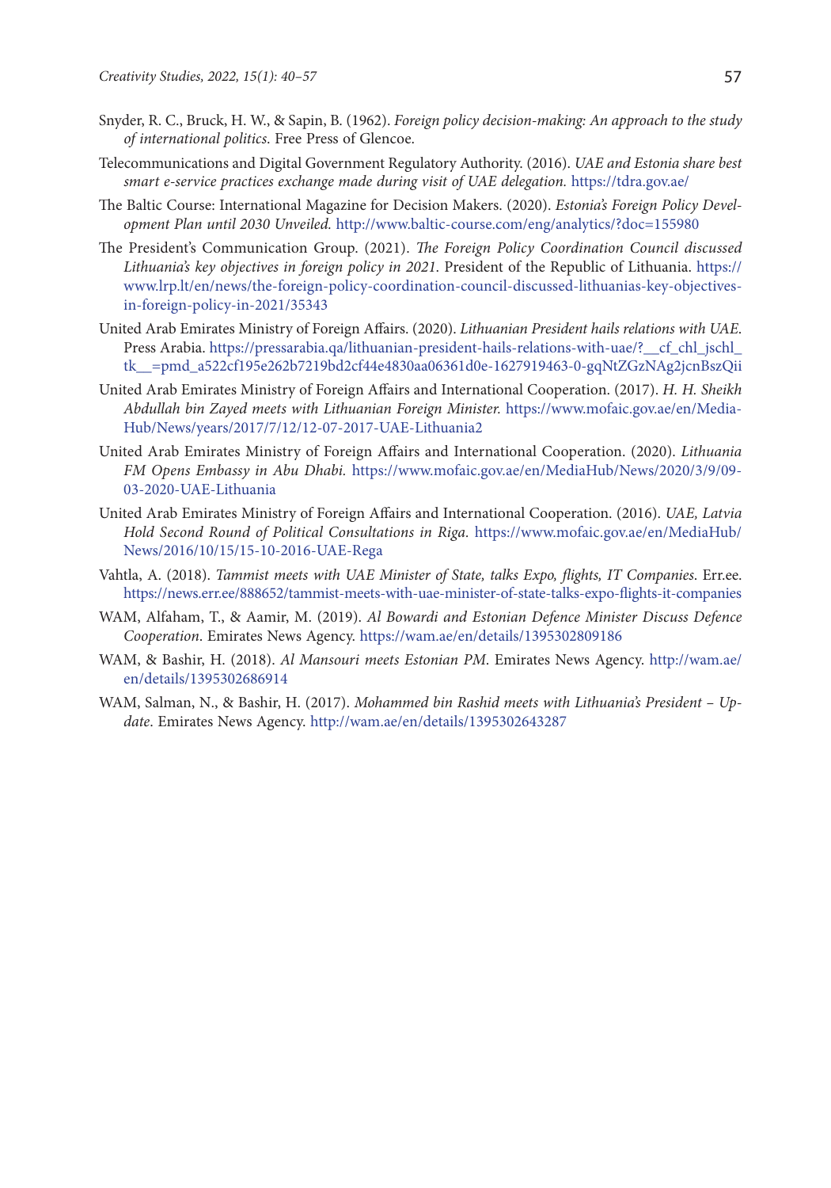Snyder, R. C., Bruck, H. W., & Sapin, B. (1962). *Foreign policy decision-making: An approach to the study of international politics*. Free Press of Glencoe.

Telecommunications and Digital Government Regulatory Authority. (2016). *UAE and Estonia share best smart e-service practices exchange made during visit of UAE delegation*. https://tdra.gov.ae/

The Baltic Course: International Magazine for Decision Makers. (2020). *Estonia's Foreign Policy Development Plan until 2030 Unveiled*. http://www.baltic-course.com/eng/analytics/?doc=155980

The President's Communication Group. (2021). *The Foreign Policy Coordination Council discussed Lithuania's key objectives in foreign policy in 2021*. President of the Republic of Lithuania. https://www.lrp.lt/en/news/the-foreign-policy-coordination-council-discussed-lithuanias-key-objectives-in-foreign-policy-in-2021/35343

United Arab Emirates Ministry of Foreign Affairs. (2020). *Lithuanian President hails relations with UAE*. Press Arabia. https://pressarabia.qa/lithuanian-president-hails-relations-with-uae/?__cf_chl_jschl_tk__=pmd_a522cf195e262b7219bd2cf44e4830aa06361d0e-1627919463-0-gqNtZGzNAg2jcnBszQii

United Arab Emirates Ministry of Foreign Affairs and International Cooperation. (2017). *H. H. Sheikh Abdullah bin Zayed meets with Lithuanian Foreign Minister*. https://www.mofaic.gov.ae/en/Media-Hub/News/years/2017/7/12/12-07-2017-UAE-Lithuania2

United Arab Emirates Ministry of Foreign Affairs and International Cooperation. (2020). *Lithuania FM Opens Embassy in Abu Dhabi*. https://www.mofaic.gov.ae/en/MediaHub/News/2020/3/9/09-03-2020-UAE-Lithuania

United Arab Emirates Ministry of Foreign Affairs and International Cooperation. (2016). *UAE, Latvia Hold Second Round of Political Consultations in Riga*. https://www.mofaic.gov.ae/en/MediaHub/News/2016/10/15/15-10-2016-UAE-Rega

Vahtla, A. (2018). *Tammist meets with UAE Minister of State, talks Expo, flights, IT Companies*. Err.ee. https://news.err.ee/888652/tammist-meets-with-uae-minister-of-state-talks-expo-flights-it-companies

WAM, Alfaham, T., & Aamir, M. (2019). *Al Bowardi and Estonian Defence Minister Discuss Defence Cooperation*. Emirates News Agency. https://wam.ae/en/details/1395302809186

WAM, & Bashir, H. (2018). *Al Mansouri meets Estonian PM*. Emirates News Agency. http://wam.ae/en/details/1395302686914

WAM, Salman, N., & Bashir, H. (2017). *Mohammed bin Rashid meets with Lithuania's President – Update*. Emirates News Agency. http://wam.ae/en/details/1395302643287